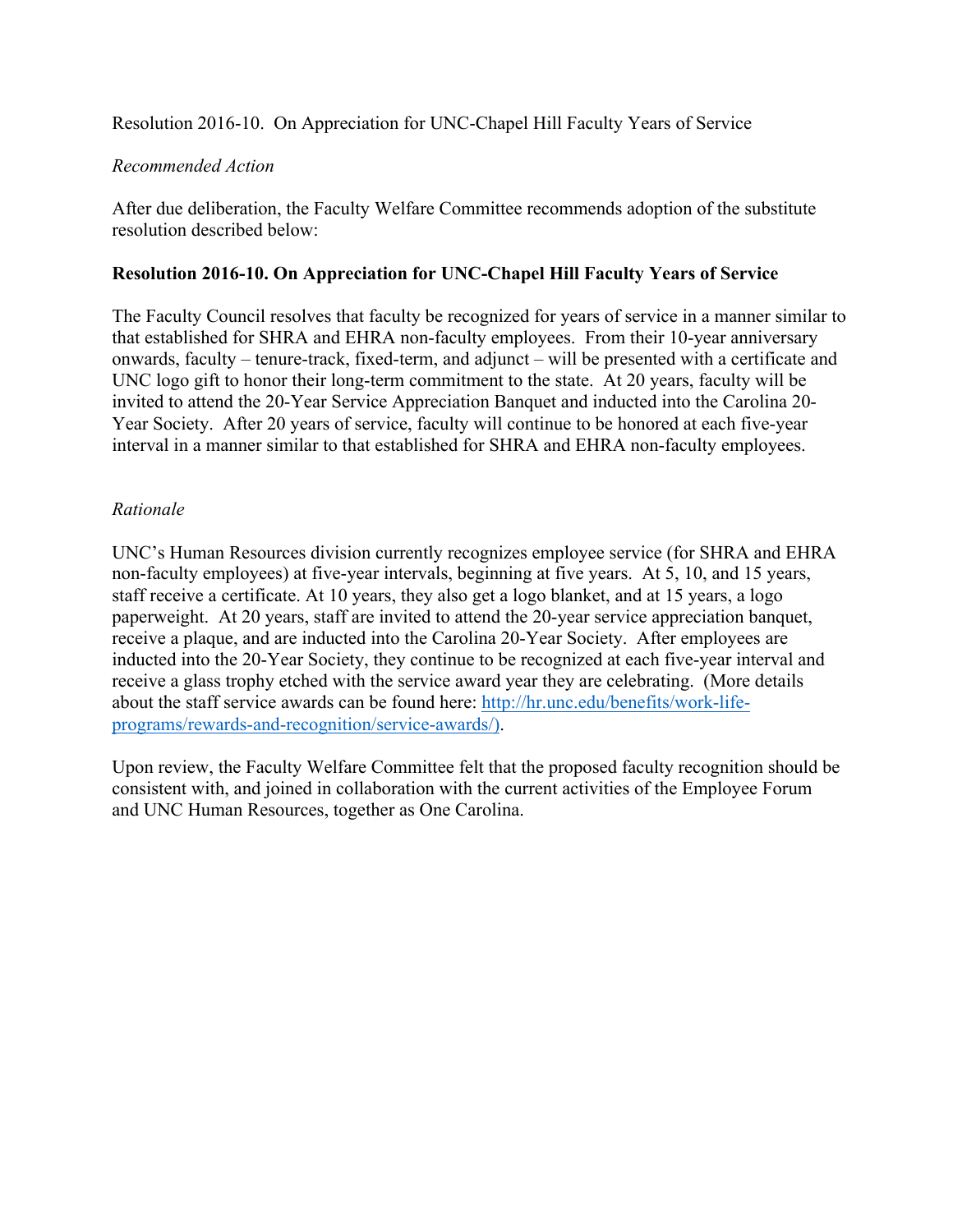Resolution 2016-10. On Appreciation for UNC-Chapel Hill Faculty Years of Service

*Recommended Action*

After due deliberation, the Faculty Welfare Committee recommends adoption of the substitute resolution described below:

**Resolution 2016-10. On Appreciation for UNC-Chapel Hill Faculty Years of Service**

The Faculty Council resolves that faculty be recognized for years of service in a manner similar to that established for SHRA and EHRA non-faculty employees. From their 10-year anniversary onwards, faculty – tenure-track, fixed-term, and adjunct – will be presented with a certificate and UNC logo gift to honor their long-term commitment to the state. At 20 years, faculty will be invited to attend the 20-Year Service Appreciation Banquet and inducted into the Carolina 20-Year Society. After 20 years of service, faculty will continue to be honored at each five-year interval in a manner similar to that established for SHRA and EHRA non-faculty employees.

*Rationale*

UNC's Human Resources division currently recognizes employee service (for SHRA and EHRA non-faculty employees) at five-year intervals, beginning at five years. At 5, 10, and 15 years, staff receive a certificate. At 10 years, they also get a logo blanket, and at 15 years, a logo paperweight. At 20 years, staff are invited to attend the 20-year service appreciation banquet, receive a plaque, and are inducted into the Carolina 20-Year Society. After employees are inducted into the 20-Year Society, they continue to be recognized at each five-year interval and receive a glass trophy etched with the service award year they are celebrating. (More details about the staff service awards can be found here: [http://hr.unc.edu/benefits/work-life-programs/rewards-and-recognition/service-awards/)](http://hr.unc.edu/benefits/work-life-programs/rewards-and-recognition/service-awards/).

Upon review, the Faculty Welfare Committee felt that the proposed faculty recognition should be consistent with, and joined in collaboration with the current activities of the Employee Forum and UNC Human Resources, together as One Carolina.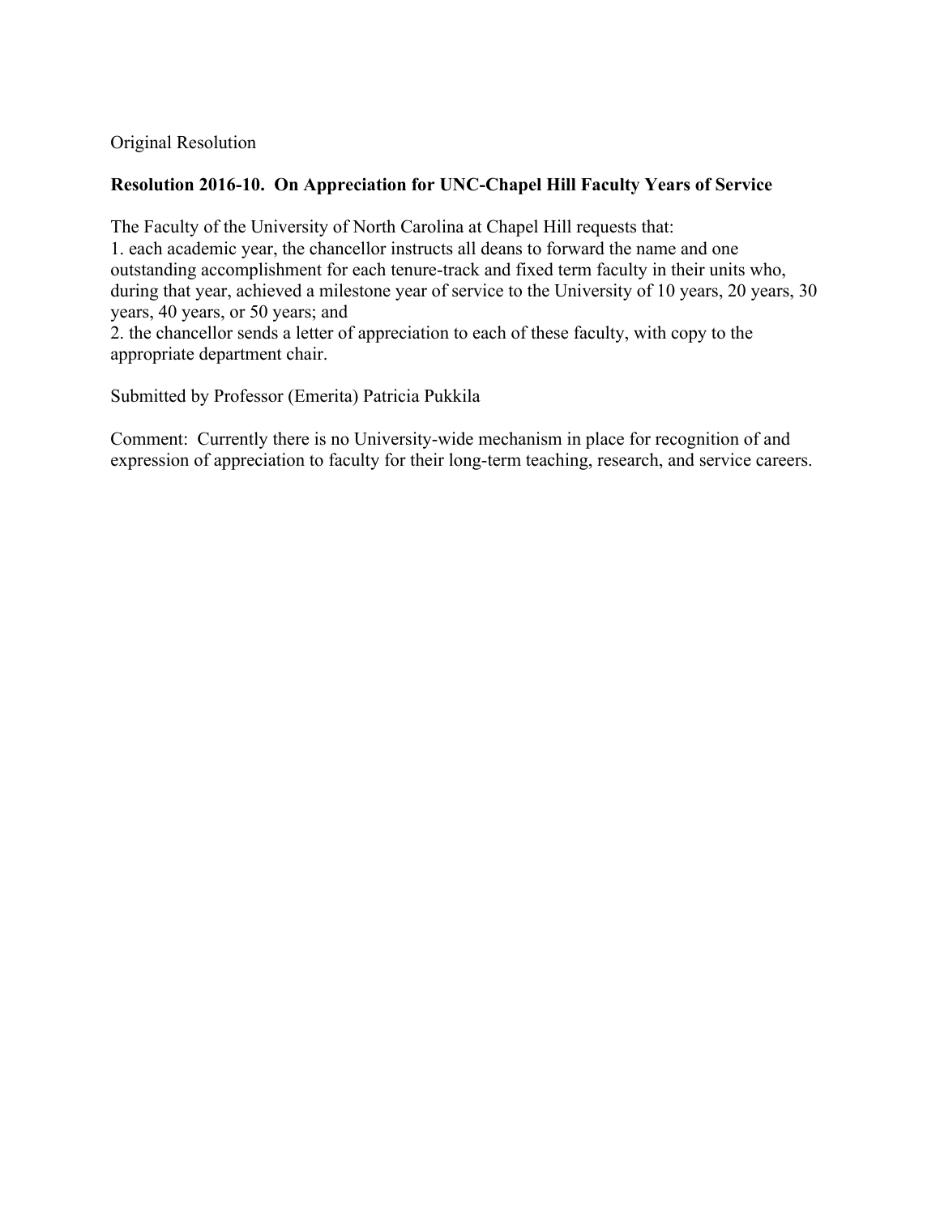Original Resolution

**Resolution 2016-10. On Appreciation for UNC-Chapel Hill Faculty Years of Service**

The Faculty of the University of North Carolina at Chapel Hill requests that:

1. each academic year, the chancellor instructs all deans to forward the name and one outstanding accomplishment for each tenure-track and fixed term faculty in their units who, during that year, achieved a milestone year of service to the University of 10 years, 20 years, 30 years, 40 years, or 50 years; and
2. the chancellor sends a letter of appreciation to each of these faculty, with copy to the appropriate department chair.

Submitted by Professor (Emerita) Patricia Pukkila

Comment: Currently there is no University-wide mechanism in place for recognition of and expression of appreciation to faculty for their long-term teaching, research, and service careers.